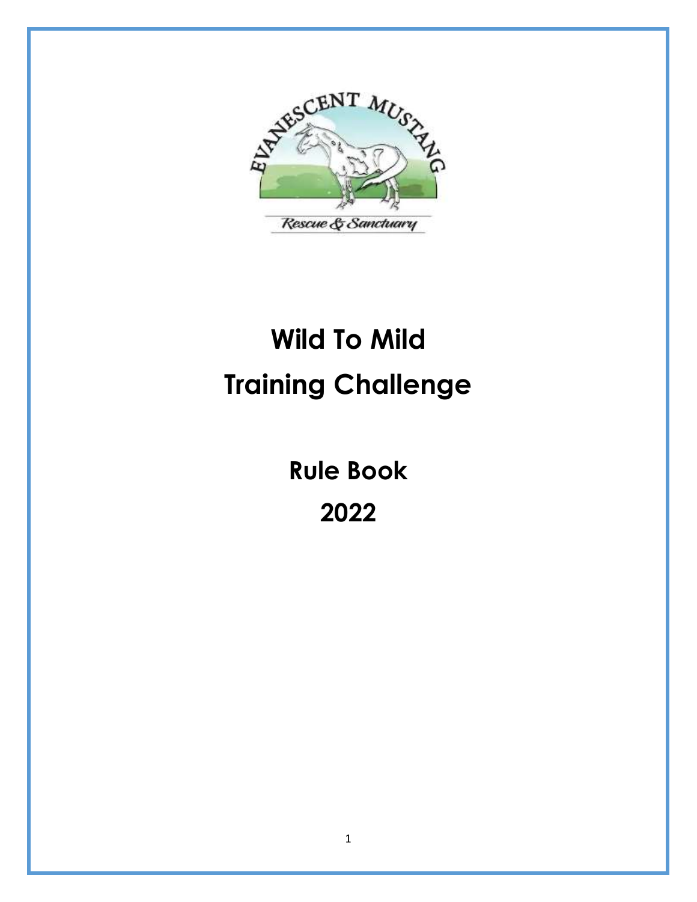EVANESCENT MUSTANG

Rescue & Sanctuary

# Wild To Mild Training Challenge

## Rule Book 2022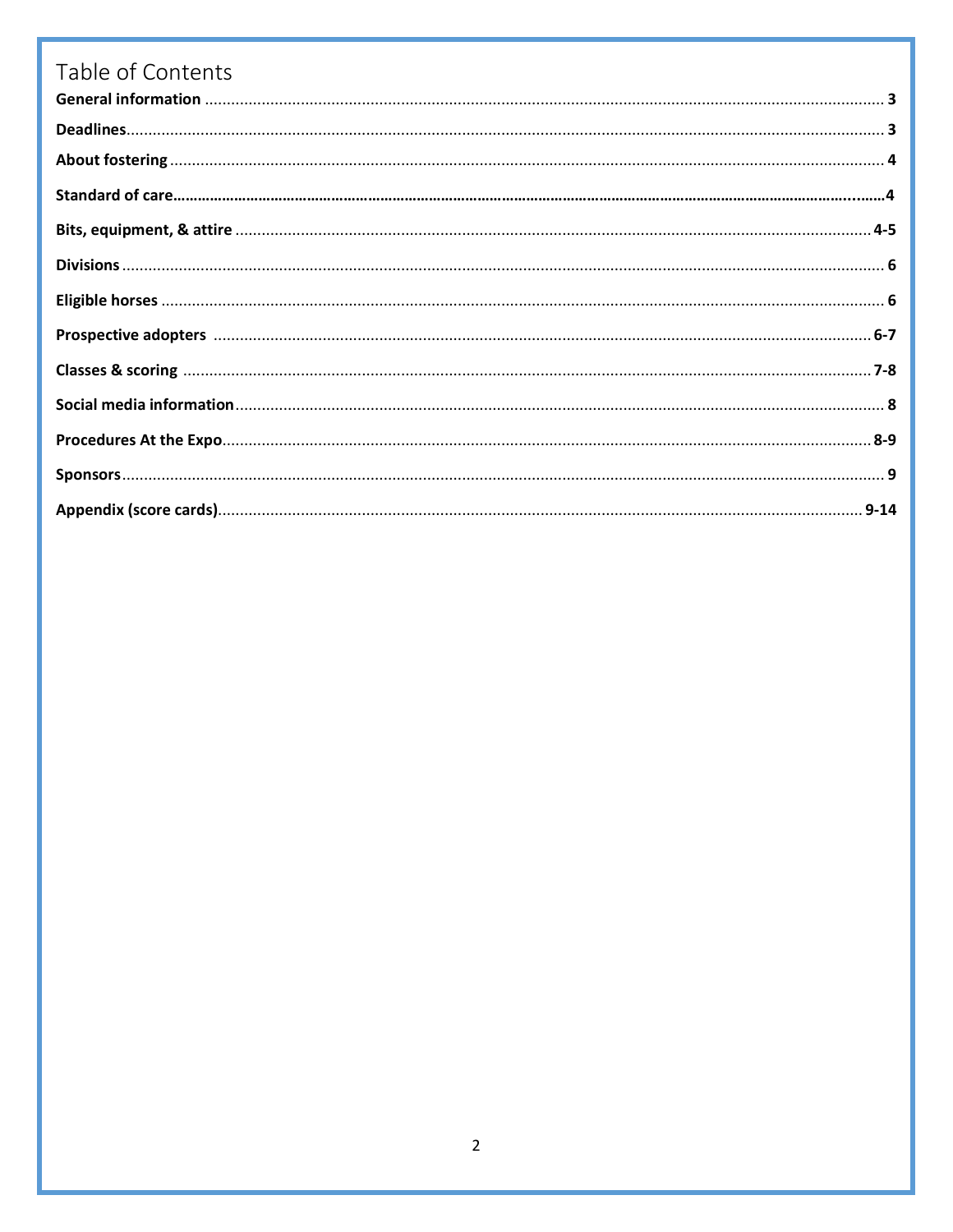# Table of Contents

| Section | Page |
|---|---|
| **General information** | **3** |
| **Deadlines** | **3** |
| **About fostering** | **4** |
| **Standard of care** | **4** |
| **Bits, equipment, & attire** | **4-5** |
| **Divisions** | **6** |
| **Eligible horses** | **6** |
| **Prospective adopters** | **6-7** |
| **Classes & scoring** | **7-8** |
| **Social media information** | **8** |
| **Procedures At the Expo** | **8-9** |
| **Sponsors** | **9** |
| **Appendix (score cards)** | **9-14** |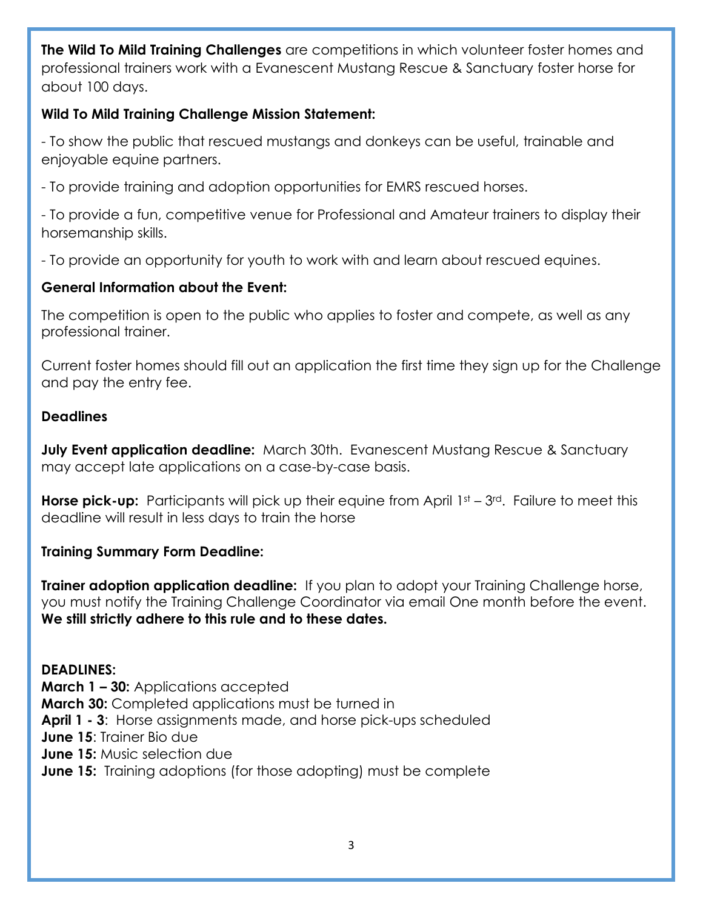**The Wild To Mild Training Challenges** are competitions in which volunteer foster homes and professional trainers work with a Evanescent Mustang Rescue & Sanctuary foster horse for about 100 days.

**Wild To Mild Training Challenge Mission Statement:**

- To show the public that rescued mustangs and donkeys can be useful, trainable and enjoyable equine partners.

- To provide training and adoption opportunities for EMRS rescued horses.

- To provide a fun, competitive venue for Professional and Amateur trainers to display their horsemanship skills.

- To provide an opportunity for youth to work with and learn about rescued equines.

**General Information about the Event:**

The competition is open to the public who applies to foster and compete, as well as any professional trainer.

Current foster homes should fill out an application the first time they sign up for the Challenge and pay the entry fee.

**Deadlines**

**July Event application deadline:** March 30th. Evanescent Mustang Rescue & Sanctuary may accept late applications on a case-by-case basis.

**Horse pick-up:** Participants will pick up their equine from April 1st – 3rd. Failure to meet this deadline will result in less days to train the horse

**Training Summary Form Deadline:**

**Trainer adoption application deadline:** If you plan to adopt your Training Challenge horse, you must notify the Training Challenge Coordinator via email One month before the event. **We still strictly adhere to this rule and to these dates.**

**DEADLINES:**
**March 1 – 30:** Applications accepted
**March 30:** Completed applications must be turned in
**April 1 - 3**: Horse assignments made, and horse pick-ups scheduled
**June 15**: Trainer Bio due
**June 15:** Music selection due
**June 15:** Training adoptions (for those adopting) must be complete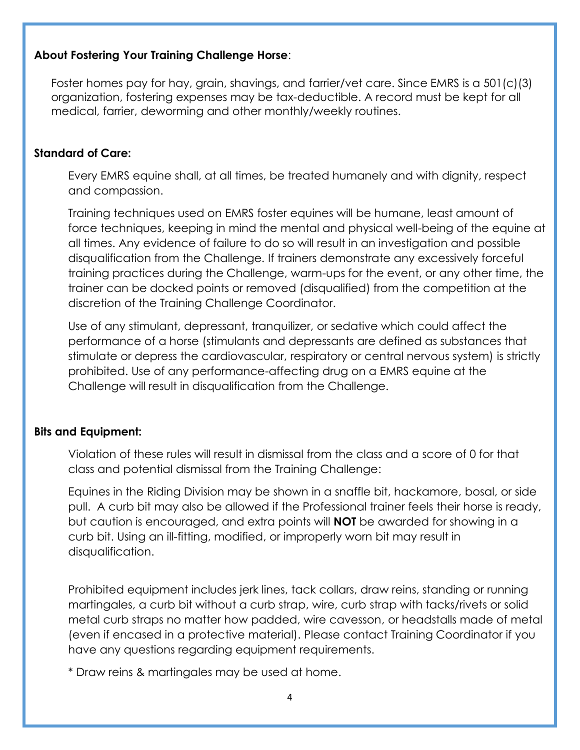**About Fostering Your Training Challenge Horse**:

Foster homes pay for hay, grain, shavings, and farrier/vet care. Since EMRS is a 501(c)(3) organization, fostering expenses may be tax-deductible. A record must be kept for all medical, farrier, deworming and other monthly/weekly routines.

**Standard of Care:**

Every EMRS equine shall, at all times, be treated humanely and with dignity, respect and compassion.

Training techniques used on EMRS foster equines will be humane, least amount of force techniques, keeping in mind the mental and physical well-being of the equine at all times. Any evidence of failure to do so will result in an investigation and possible disqualification from the Challenge. If trainers demonstrate any excessively forceful training practices during the Challenge, warm-ups for the event, or any other time, the trainer can be docked points or removed (disqualified) from the competition at the discretion of the Training Challenge Coordinator.

Use of any stimulant, depressant, tranquilizer, or sedative which could affect the performance of a horse (stimulants and depressants are defined as substances that stimulate or depress the cardiovascular, respiratory or central nervous system) is strictly prohibited. Use of any performance-affecting drug on a EMRS equine at the Challenge will result in disqualification from the Challenge.

**Bits and Equipment:**

Violation of these rules will result in dismissal from the class and a score of 0 for that class and potential dismissal from the Training Challenge:

Equines in the Riding Division may be shown in a snaffle bit, hackamore, bosal, or side pull. A curb bit may also be allowed if the Professional trainer feels their horse is ready, but caution is encouraged, and extra points will **NOT** be awarded for showing in a curb bit. Using an ill-fitting, modified, or improperly worn bit may result in disqualification.

Prohibited equipment includes jerk lines, tack collars, draw reins, standing or running martingales, a curb bit without a curb strap, wire, curb strap with tacks/rivets or solid metal curb straps no matter how padded, wire cavesson, or headstalls made of metal (even if encased in a protective material). Please contact Training Coordinator if you have any questions regarding equipment requirements.

* Draw reins & martingales may be used at home.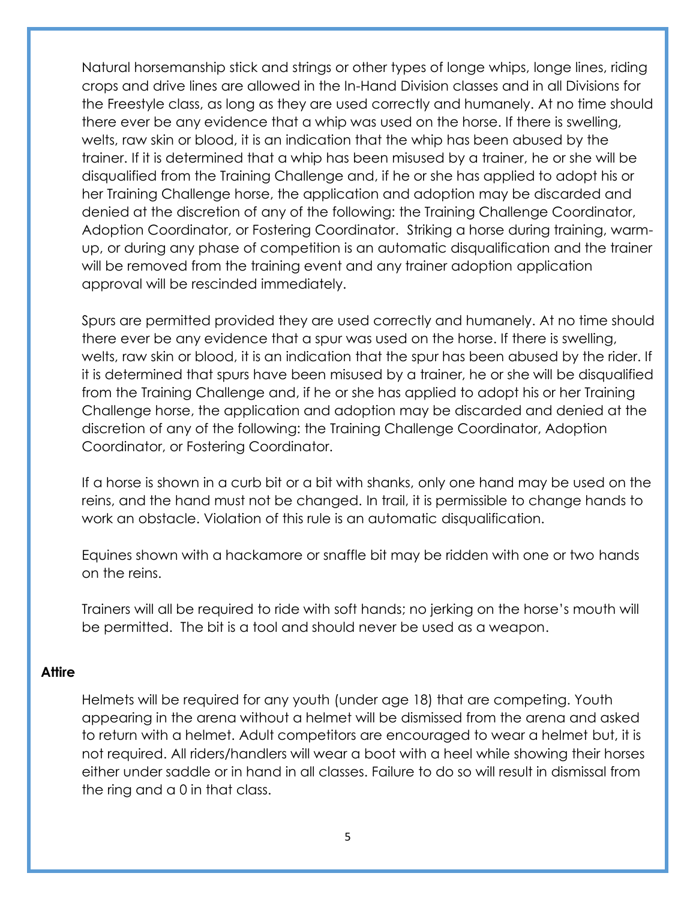Natural horsemanship stick and strings or other types of longe whips, longe lines, riding crops and drive lines are allowed in the In-Hand Division classes and in all Divisions for the Freestyle class, as long as they are used correctly and humanely. At no time should there ever be any evidence that a whip was used on the horse. If there is swelling, welts, raw skin or blood, it is an indication that the whip has been abused by the trainer. If it is determined that a whip has been misused by a trainer, he or she will be disqualified from the Training Challenge and, if he or she has applied to adopt his or her Training Challenge horse, the application and adoption may be discarded and denied at the discretion of any of the following: the Training Challenge Coordinator, Adoption Coordinator, or Fostering Coordinator. Striking a horse during training, warm-up, or during any phase of competition is an automatic disqualification and the trainer will be removed from the training event and any trainer adoption application approval will be rescinded immediately.

Spurs are permitted provided they are used correctly and humanely. At no time should there ever be any evidence that a spur was used on the horse. If there is swelling, welts, raw skin or blood, it is an indication that the spur has been abused by the rider. If it is determined that spurs have been misused by a trainer, he or she will be disqualified from the Training Challenge and, if he or she has applied to adopt his or her Training Challenge horse, the application and adoption may be discarded and denied at the discretion of any of the following: the Training Challenge Coordinator, Adoption Coordinator, or Fostering Coordinator.

If a horse is shown in a curb bit or a bit with shanks, only one hand may be used on the reins, and the hand must not be changed. In trail, it is permissible to change hands to work an obstacle. Violation of this rule is an automatic disqualification.

Equines shown with a hackamore or snaffle bit may be ridden with one or two hands on the reins.

Trainers will all be required to ride with soft hands; no jerking on the horse's mouth will be permitted. The bit is a tool and should never be used as a weapon.

**Attire**

Helmets will be required for any youth (under age 18) that are competing. Youth appearing in the arena without a helmet will be dismissed from the arena and asked to return with a helmet. Adult competitors are encouraged to wear a helmet but, it is not required. All riders/handlers will wear a boot with a heel while showing their horses either under saddle or in hand in all classes. Failure to do so will result in dismissal from the ring and a 0 in that class.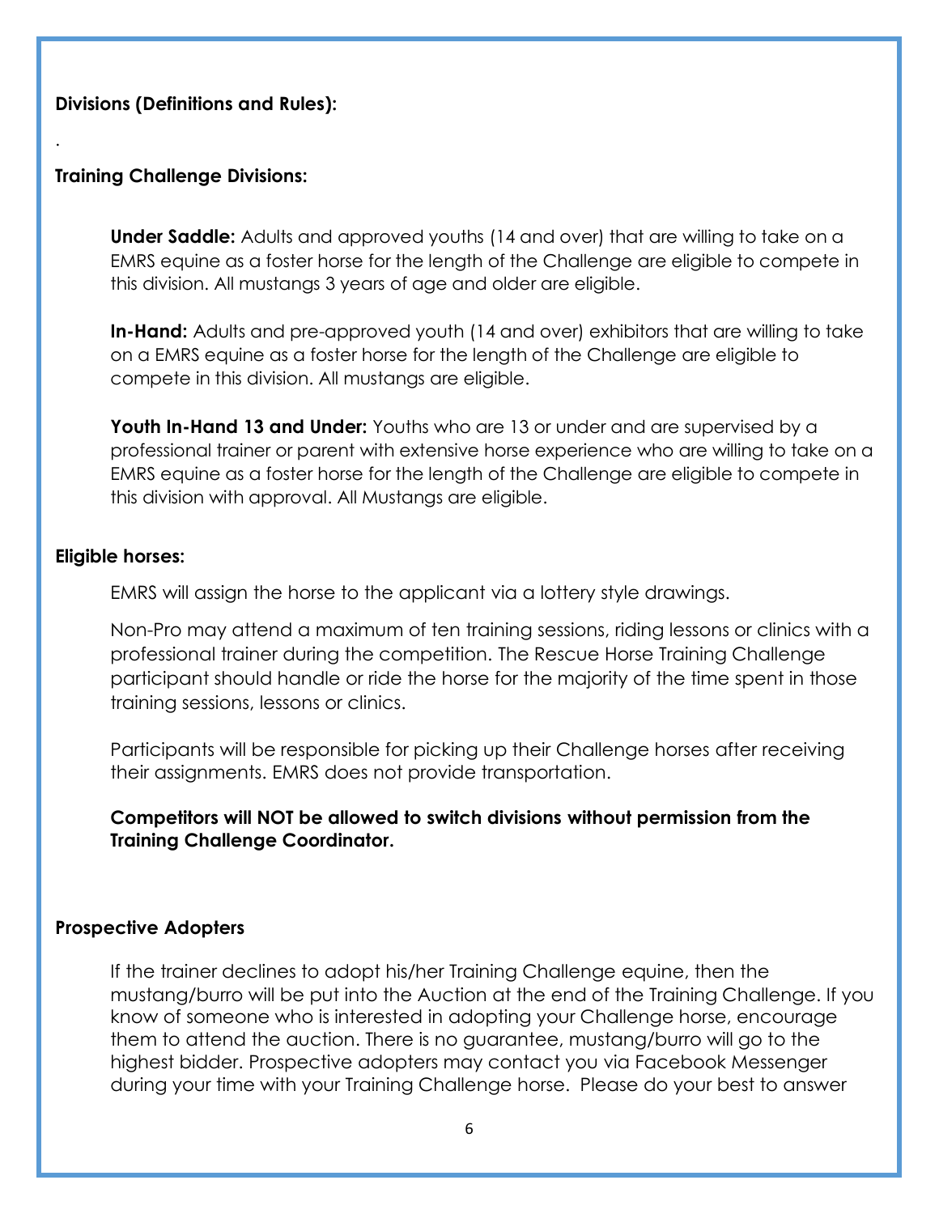**Divisions (Definitions and Rules):**

.

**Training Challenge Divisions:**

**Under Saddle:** Adults and approved youths (14 and over) that are willing to take on a EMRS equine as a foster horse for the length of the Challenge are eligible to compete in this division. All mustangs 3 years of age and older are eligible.

**In-Hand:** Adults and pre-approved youth (14 and over) exhibitors that are willing to take on a EMRS equine as a foster horse for the length of the Challenge are eligible to compete in this division. All mustangs are eligible.

**Youth In-Hand 13 and Under:** Youths who are 13 or under and are supervised by a professional trainer or parent with extensive horse experience who are willing to take on a EMRS equine as a foster horse for the length of the Challenge are eligible to compete in this division with approval. All Mustangs are eligible.

**Eligible horses:**

EMRS will assign the horse to the applicant via a lottery style drawings.

Non-Pro may attend a maximum of ten training sessions, riding lessons or clinics with a professional trainer during the competition. The Rescue Horse Training Challenge participant should handle or ride the horse for the majority of the time spent in those training sessions, lessons or clinics.

Participants will be responsible for picking up their Challenge horses after receiving their assignments. EMRS does not provide transportation.

**Competitors will NOT be allowed to switch divisions without permission from the Training Challenge Coordinator.**

**Prospective Adopters**

If the trainer declines to adopt his/her Training Challenge equine, then the mustang/burro will be put into the Auction at the end of the Training Challenge. If you know of someone who is interested in adopting your Challenge horse, encourage them to attend the auction. There is no guarantee, mustang/burro will go to the highest bidder. Prospective adopters may contact you via Facebook Messenger during your time with your Training Challenge horse. Please do your best to answer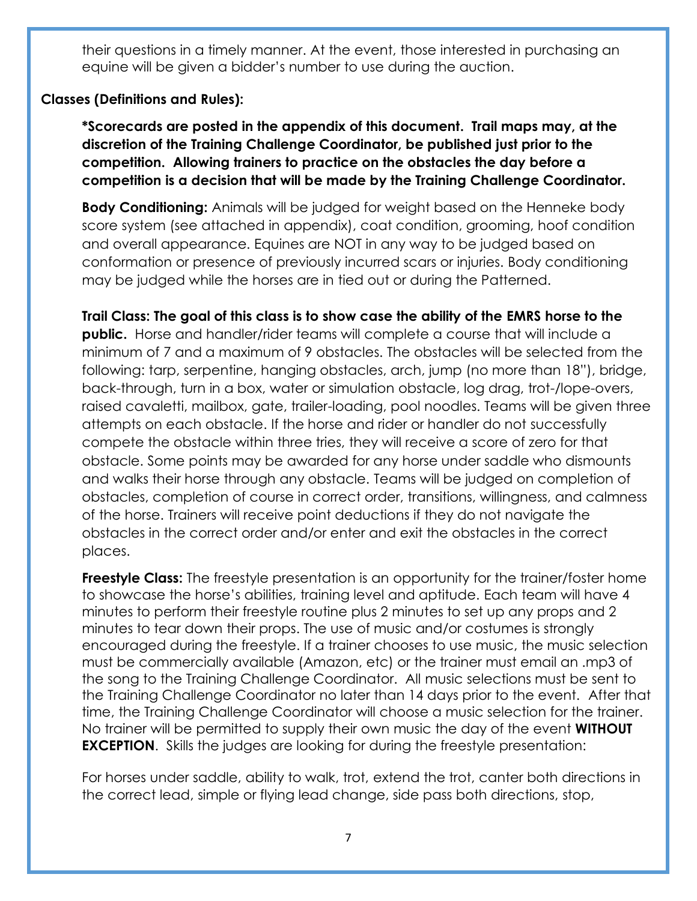their questions in a timely manner. At the event, those interested in purchasing an equine will be given a bidder's number to use during the auction.

**Classes (Definitions and Rules):**

**\*Scorecards are posted in the appendix of this document. Trail maps may, at the discretion of the Training Challenge Coordinator, be published just prior to the competition. Allowing trainers to practice on the obstacles the day before a competition is a decision that will be made by the Training Challenge Coordinator.**

**Body Conditioning:** Animals will be judged for weight based on the Henneke body score system (see attached in appendix), coat condition, grooming, hoof condition and overall appearance. Equines are NOT in any way to be judged based on conformation or presence of previously incurred scars or injuries. Body conditioning may be judged while the horses are in tied out or during the Patterned.

**Trail Class: The goal of this class is to show case the ability of the EMRS horse to the public.** Horse and handler/rider teams will complete a course that will include a minimum of 7 and a maximum of 9 obstacles. The obstacles will be selected from the following: tarp, serpentine, hanging obstacles, arch, jump (no more than 18"), bridge, back-through, turn in a box, water or simulation obstacle, log drag, trot-/lope-overs, raised cavaletti, mailbox, gate, trailer-loading, pool noodles. Teams will be given three attempts on each obstacle. If the horse and rider or handler do not successfully compete the obstacle within three tries, they will receive a score of zero for that obstacle. Some points may be awarded for any horse under saddle who dismounts and walks their horse through any obstacle. Teams will be judged on completion of obstacles, completion of course in correct order, transitions, willingness, and calmness of the horse. Trainers will receive point deductions if they do not navigate the obstacles in the correct order and/or enter and exit the obstacles in the correct places.

**Freestyle Class:** The freestyle presentation is an opportunity for the trainer/foster home to showcase the horse's abilities, training level and aptitude. Each team will have 4 minutes to perform their freestyle routine plus 2 minutes to set up any props and 2 minutes to tear down their props. The use of music and/or costumes is strongly encouraged during the freestyle. If a trainer chooses to use music, the music selection must be commercially available (Amazon, etc) or the trainer must email an .mp3 of the song to the Training Challenge Coordinator. All music selections must be sent to the Training Challenge Coordinator no later than 14 days prior to the event. After that time, the Training Challenge Coordinator will choose a music selection for the trainer. No trainer will be permitted to supply their own music the day of the event **WITHOUT EXCEPTION**. Skills the judges are looking for during the freestyle presentation:

For horses under saddle, ability to walk, trot, extend the trot, canter both directions in the correct lead, simple or flying lead change, side pass both directions, stop,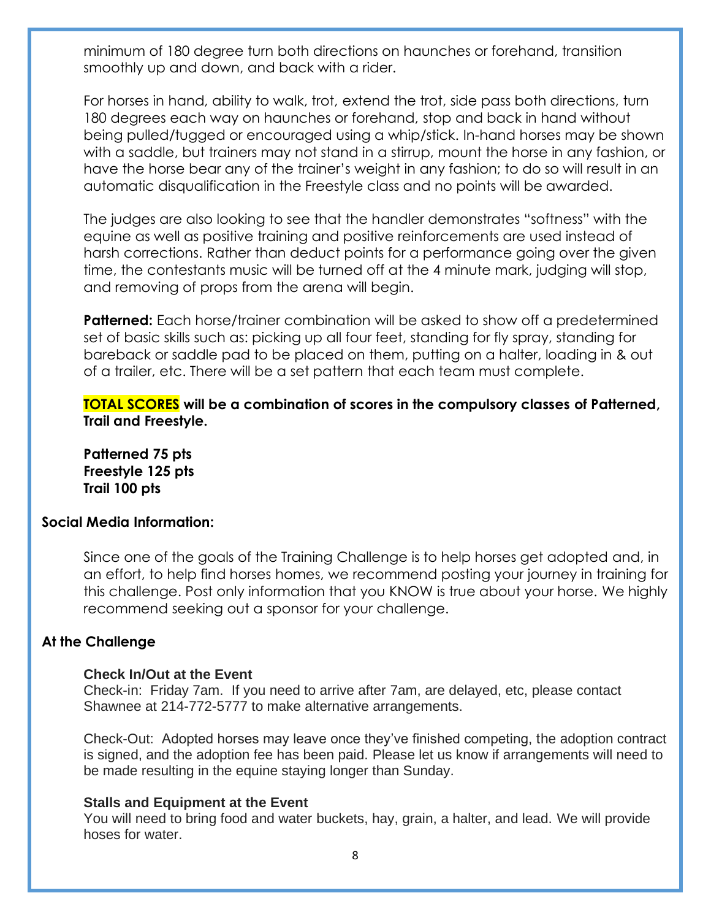minimum of 180 degree turn both directions on haunches or forehand, transition smoothly up and down, and back with a rider.

For horses in hand, ability to walk, trot, extend the trot, side pass both directions, turn 180 degrees each way on haunches or forehand, stop and back in hand without being pulled/tugged or encouraged using a whip/stick. In-hand horses may be shown with a saddle, but trainers may not stand in a stirrup, mount the horse in any fashion, or have the horse bear any of the trainer's weight in any fashion; to do so will result in an automatic disqualification in the Freestyle class and no points will be awarded.

The judges are also looking to see that the handler demonstrates "softness" with the equine as well as positive training and positive reinforcements are used instead of harsh corrections. Rather than deduct points for a performance going over the given time, the contestants music will be turned off at the 4 minute mark, judging will stop, and removing of props from the arena will begin.

**Patterned:** Each horse/trainer combination will be asked to show off a predetermined set of basic skills such as: picking up all four feet, standing for fly spray, standing for bareback or saddle pad to be placed on them, putting on a halter, loading in & out of a trailer, etc. There will be a set pattern that each team must complete.

**TOTAL SCORES will be a combination of scores in the compulsory classes of Patterned, Trail and Freestyle.**

**Patterned 75 pts**
**Freestyle 125 pts**
**Trail 100 pts**

## Social Media Information:

Since one of the goals of the Training Challenge is to help horses get adopted and, in an effort, to help find horses homes, we recommend posting your journey in training for this challenge. Post only information that you KNOW is true about your horse. We highly recommend seeking out a sponsor for your challenge.

## At the Challenge

### Check In/Out at the Event

Check-in: Friday 7am. If you need to arrive after 7am, are delayed, etc, please contact Shawnee at 214-772-5777 to make alternative arrangements.

Check-Out: Adopted horses may leave once they've finished competing, the adoption contract is signed, and the adoption fee has been paid. Please let us know if arrangements will need to be made resulting in the equine staying longer than Sunday.

### Stalls and Equipment at the Event

You will need to bring food and water buckets, hay, grain, a halter, and lead. We will provide hoses for water.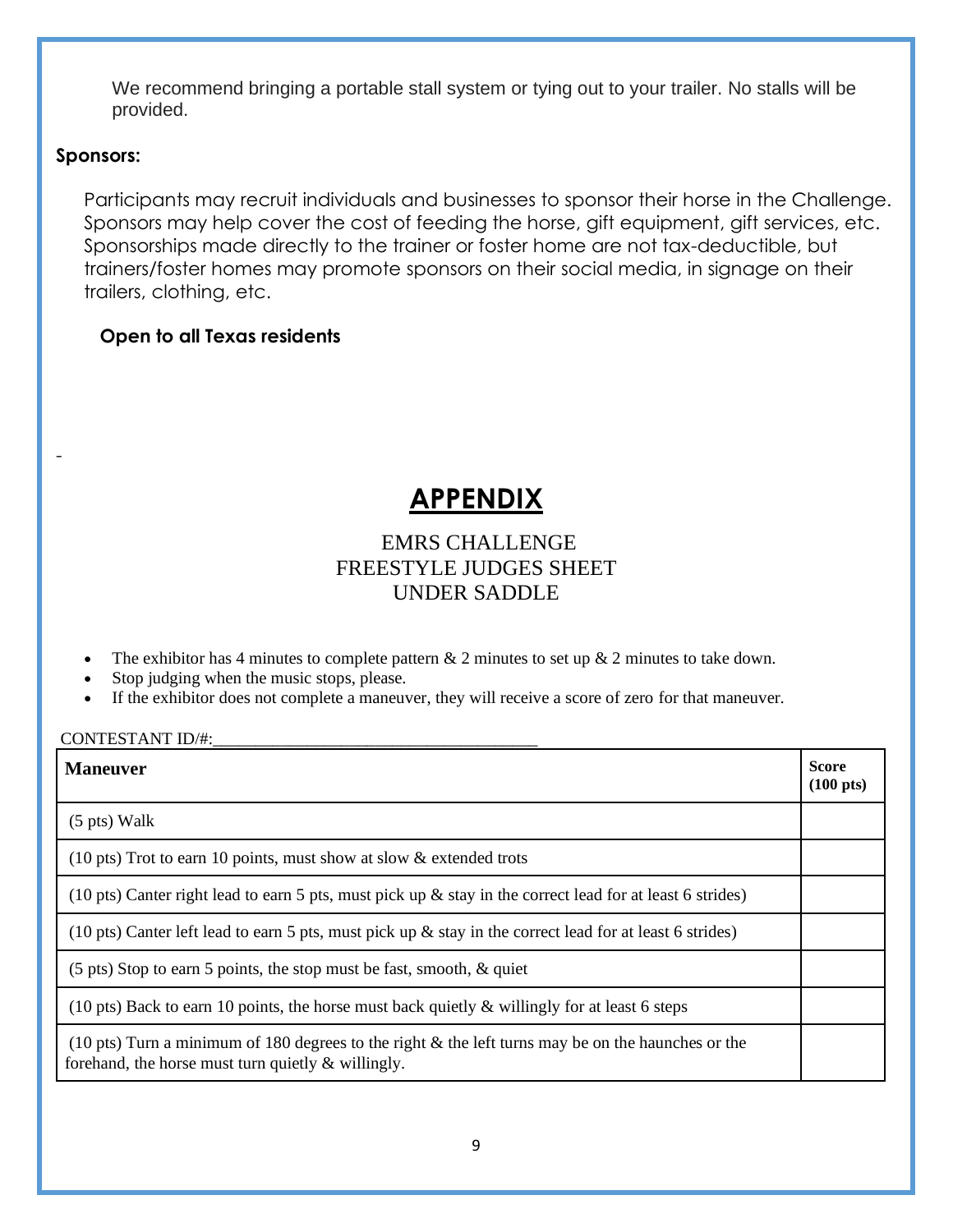We recommend bringing a portable stall system or tying out to your trailer. No stalls will be provided.

**Sponsors:**

Participants may recruit individuals and businesses to sponsor their horse in the Challenge. Sponsors may help cover the cost of feeding the horse, gift equipment, gift services, etc. Sponsorships made directly to the trainer or foster home are not tax-deductible, but trainers/foster homes may promote sponsors on their social media, in signage on their trailers, clothing, etc.

**Open to all Texas residents**

-

# APPENDIX

EMRS CHALLENGE
FREESTYLE JUDGES SHEET
UNDER SADDLE

- The exhibitor has 4 minutes to complete pattern & 2 minutes to set up & 2 minutes to take down.
- Stop judging when the music stops, please.
- If the exhibitor does not complete a maneuver, they will receive a score of zero for that maneuver.

CONTESTANT ID/#:____________________________________

| Maneuver | Score (100 pts) |
|---|---|
| (5 pts) Walk | |
| (10 pts) Trot to earn 10 points, must show at slow & extended trots | |
| (10 pts) Canter right lead to earn 5 pts, must pick up & stay in the correct lead for at least 6 strides) | |
| (10 pts) Canter left lead to earn 5 pts, must pick up & stay in the correct lead for at least 6 strides) | |
| (5 pts) Stop to earn 5 points, the stop must be fast, smooth, & quiet | |
| (10 pts) Back to earn 10 points, the horse must back quietly & willingly for at least 6 steps | |
| (10 pts) Turn a minimum of 180 degrees to the right & the left turns may be on the haunches or the forehand, the horse must turn quietly & willingly. | |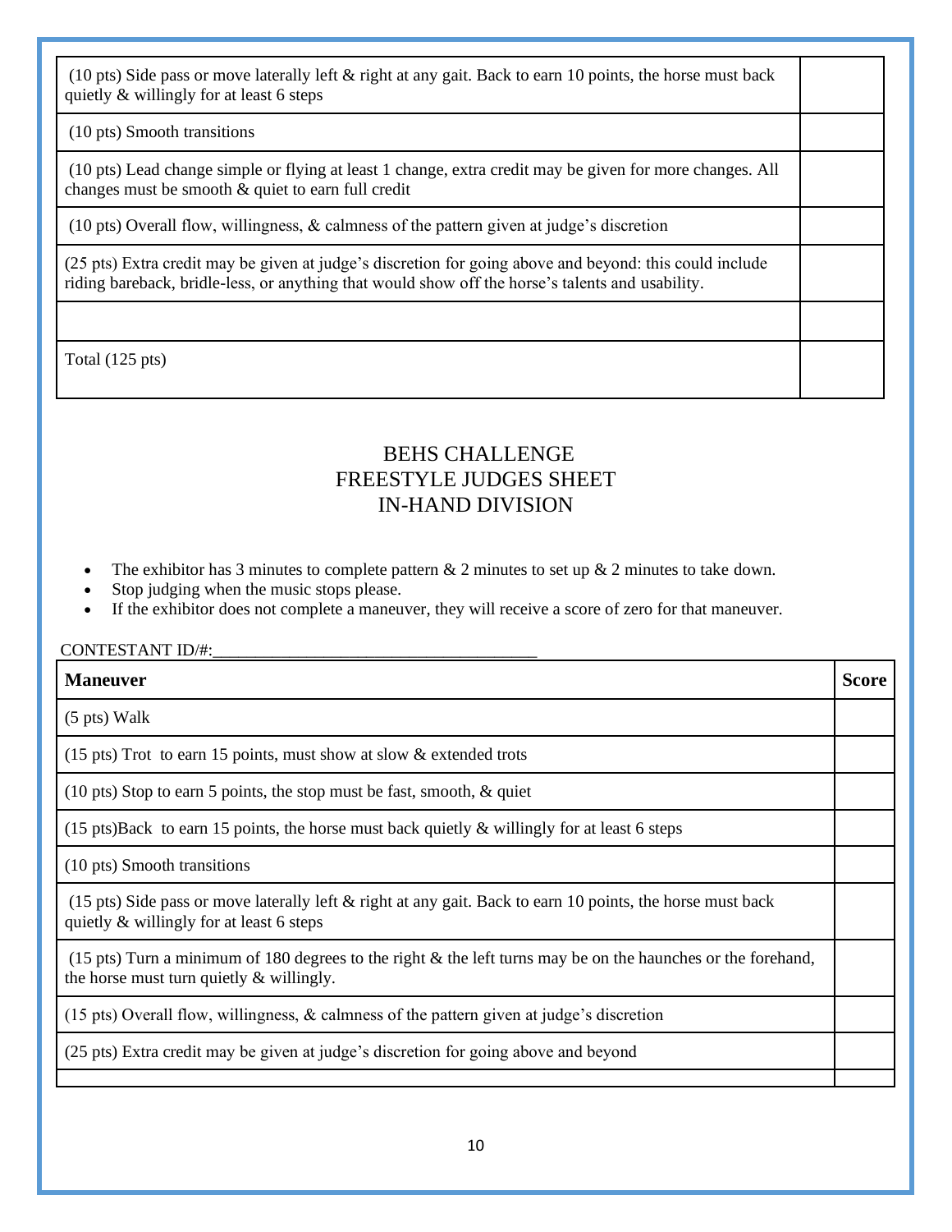| | |
|---|---|
| (10 pts) Side pass or move laterally left & right at any gait. Back to earn 10 points, the horse must back quietly & willingly for at least 6 steps | |
| (10 pts) Smooth transitions | |
| (10 pts) Lead change simple or flying at least 1 change, extra credit may be given for more changes. All changes must be smooth & quiet to earn full credit | |
| (10 pts) Overall flow, willingness, & calmness of the pattern given at judge's discretion | |
| (25 pts) Extra credit may be given at judge's discretion for going above and beyond: this could include riding bareback, bridle-less, or anything that would show off the horse's talents and usability. | |
| | |
| Total (125 pts) | |

# BEHS CHALLENGE
# FREESTYLE JUDGES SHEET
# IN-HAND DIVISION

- The exhibitor has 3 minutes to complete pattern & 2 minutes to set up & 2 minutes to take down.
- Stop judging when the music stops please.
- If the exhibitor does not complete a maneuver, they will receive a score of zero for that maneuver.

CONTESTANT ID/#:\_\_\_\_\_\_\_\_\_\_\_\_\_\_\_\_\_\_\_\_\_\_\_\_\_\_\_\_\_\_\_\_\_\_\_\_

| **Maneuver** | **Score** |
|---|---|
| (5 pts) Walk | |
| (15 pts) Trot to earn 15 points, must show at slow & extended trots | |
| (10 pts) Stop to earn 5 points, the stop must be fast, smooth, & quiet | |
| (15 pts)Back to earn 15 points, the horse must back quietly & willingly for at least 6 steps | |
| (10 pts) Smooth transitions | |
| (15 pts) Side pass or move laterally left & right at any gait. Back to earn 10 points, the horse must back quietly & willingly for at least 6 steps | |
| (15 pts) Turn a minimum of 180 degrees to the right & the left turns may be on the haunches or the forehand, the horse must turn quietly & willingly. | |
| (15 pts) Overall flow, willingness, & calmness of the pattern given at judge's discretion | |
| (25 pts) Extra credit may be given at judge's discretion for going above and beyond | |
| | |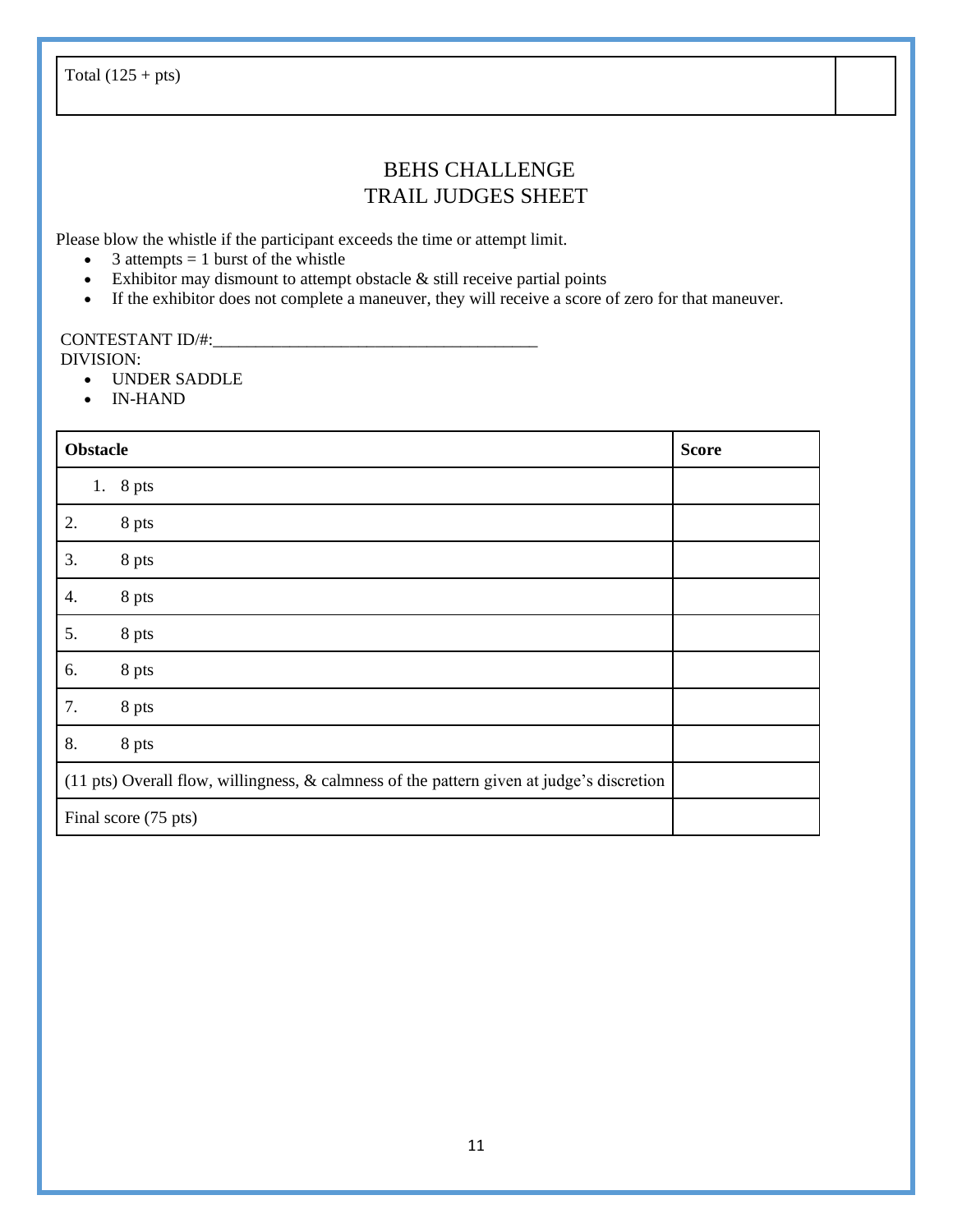| Total (125 + pts) | |
|---|---|

# BEHS CHALLENGE
# TRAIL JUDGES SHEET

Please blow the whistle if the participant exceeds the time or attempt limit.

- 3 attempts = 1 burst of the whistle
- Exhibitor may dismount to attempt obstacle & still receive partial points
- If the exhibitor does not complete a maneuver, they will receive a score of zero for that maneuver.

CONTESTANT ID/#:______________________________________

DIVISION:

- UNDER SADDLE
- IN-HAND

| Obstacle | Score |
|---|---|
| 1. 8 pts | |
| 2. 8 pts | |
| 3. 8 pts | |
| 4. 8 pts | |
| 5. 8 pts | |
| 6. 8 pts | |
| 7. 8 pts | |
| 8. 8 pts | |
| (11 pts) Overall flow, willingness, & calmness of the pattern given at judge's discretion | |
| Final score (75 pts) | |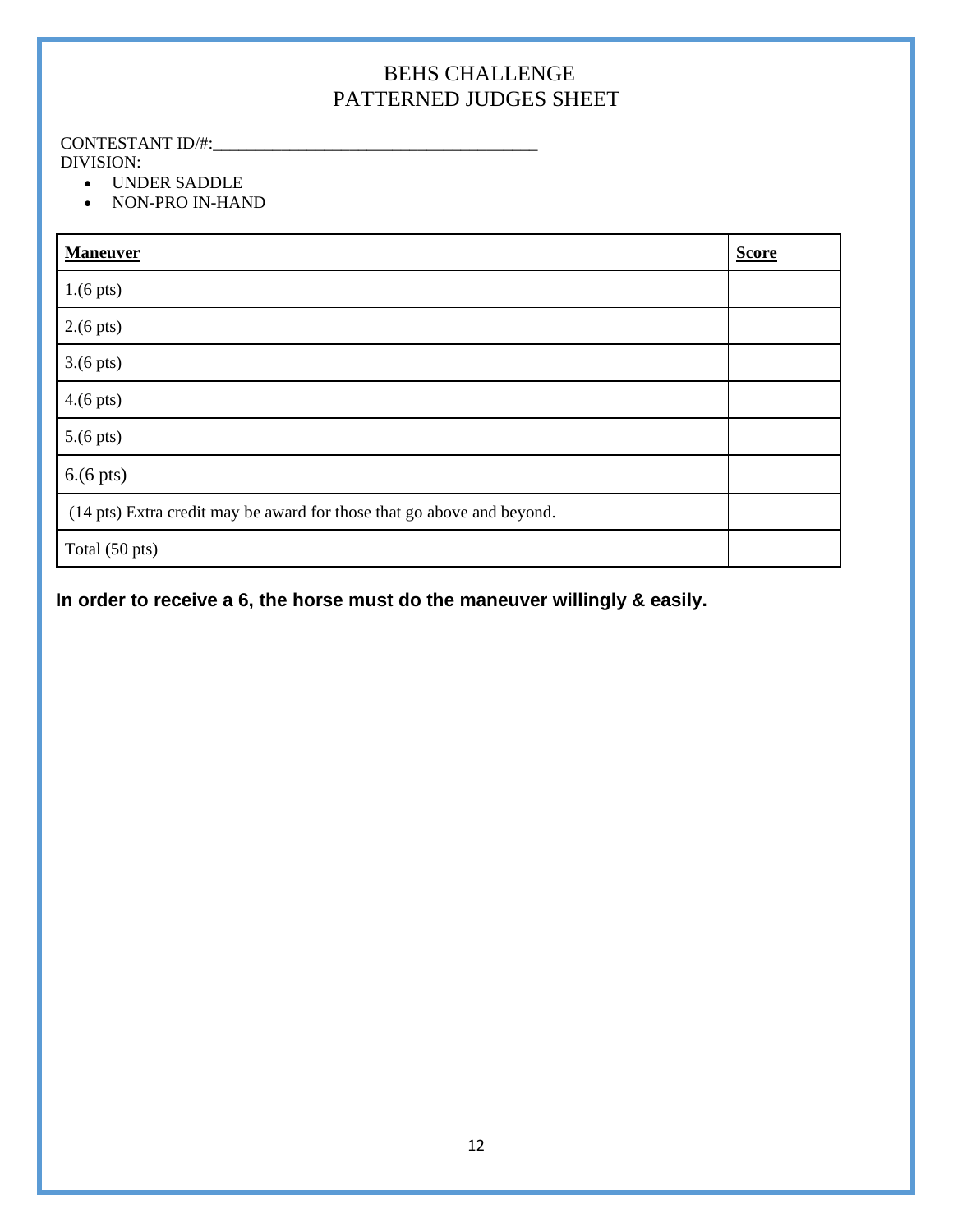# BEHS CHALLENGE
# PATTERNED JUDGES SHEET

CONTESTANT ID/#:______________________________________

DIVISION:

- UNDER SADDLE
- NON-PRO IN-HAND

| Maneuver | Score |
|---|---|
| 1.(6 pts) | |
| 2.(6 pts) | |
| 3.(6 pts) | |
| 4.(6 pts) | |
| 5.(6 pts) | |
| 6.(6 pts) | |
| (14 pts) Extra credit may be award for those that go above and beyond. | |
| Total (50 pts) | |

**In order to receive a 6, the horse must do the maneuver willingly & easily.**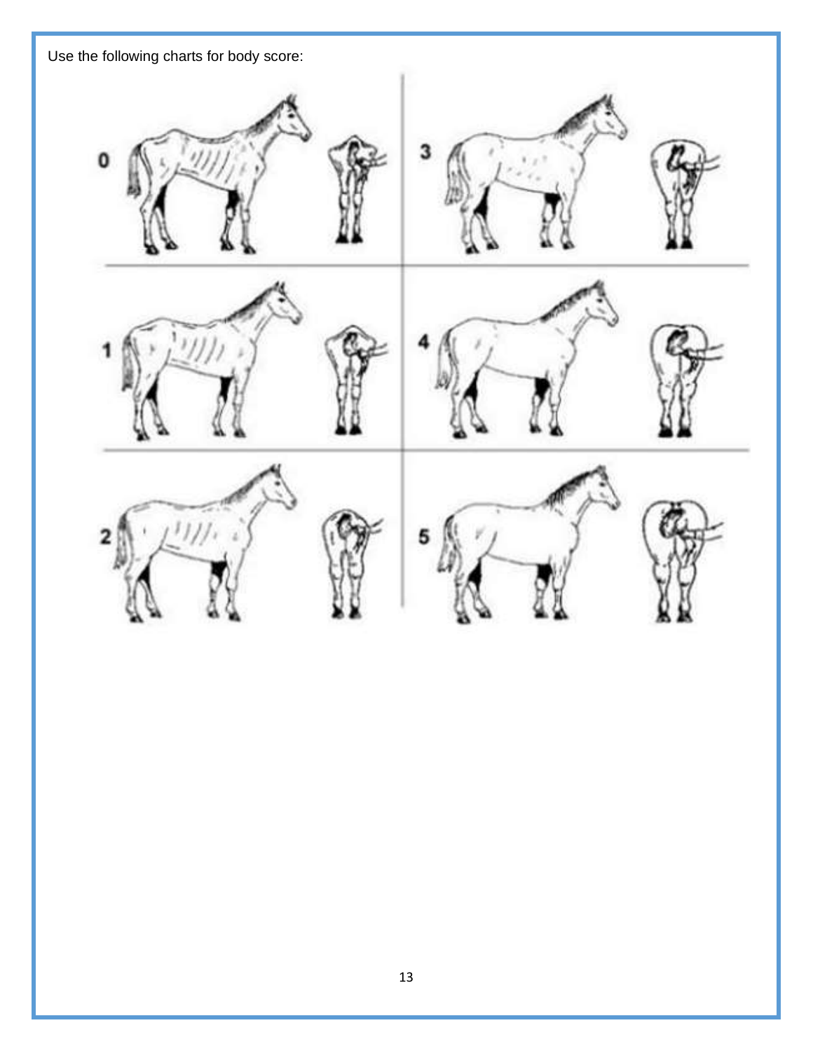Use the following charts for body score: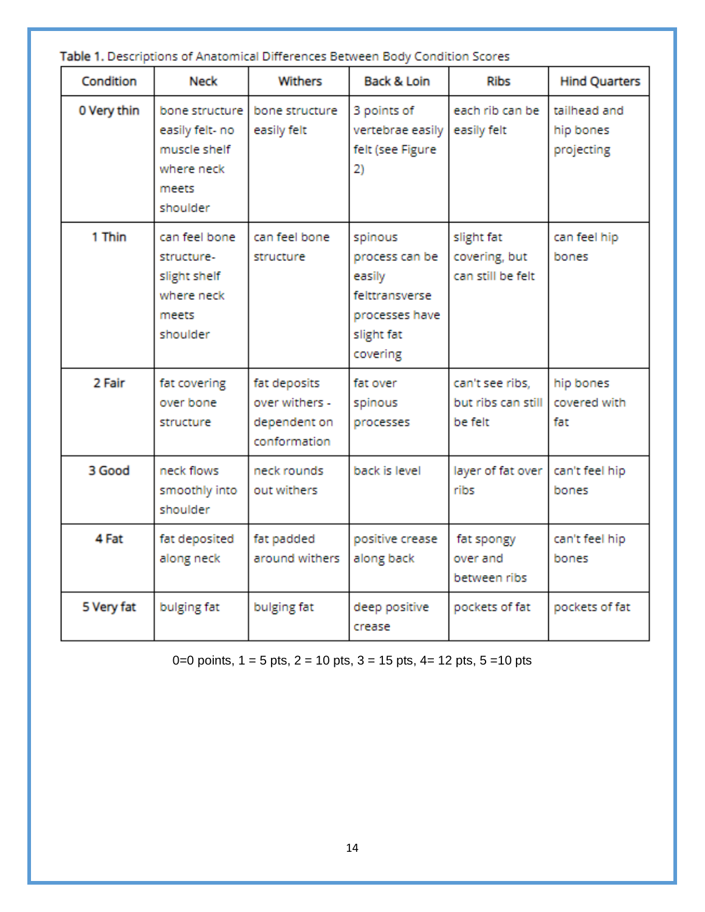**Table 1.** Descriptions of Anatomical Differences Between Body Condition Scores

| Condition | Neck | Withers | Back & Loin | Ribs | Hind Quarters |
|---|---|---|---|---|---|
| **0 Very thin** | bone structure easily felt- no muscle shelf where neck meets shoulder | bone structure easily felt | 3 points of vertebrae easily felt (see Figure 2) | each rib can be easily felt | tailhead and hip bones projecting |
| **1 Thin** | can feel bone structure- slight shelf where neck meets shoulder | can feel bone structure | spinous process can be easily felttransverse processes have slight fat covering | slight fat covering, but can still be felt | can feel hip bones |
| **2 Fair** | fat covering over bone structure | fat deposits over withers - dependent on conformation | fat over spinous processes | can't see ribs, but ribs can still be felt | hip bones covered with fat |
| **3 Good** | neck flows smoothly into shoulder | neck rounds out withers | back is level | layer of fat over ribs | can't feel hip bones |
| **4 Fat** | fat deposited along neck | fat padded around withers | positive crease along back | fat spongy over and between ribs | can't feel hip bones |
| **5 Very fat** | bulging fat | bulging fat | deep positive crease | pockets of fat | pockets of fat |

0=0 points, 1 = 5 pts, 2 = 10 pts, 3 = 15 pts, 4= 12 pts, 5 =10 pts